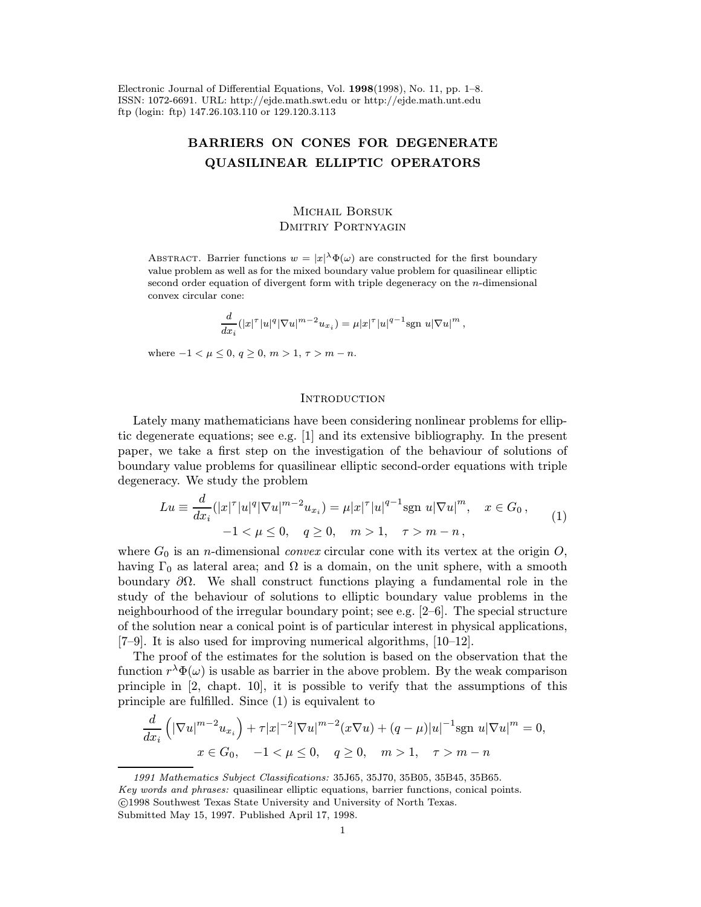Electronic Journal of Differential Equations, Vol. **1998**(1998), No. 11, pp. 1–8.
ISSN: 1072-6691. URL: http://ejde.math.swt.edu or http://ejde.math.unt.edu
ftp (login: ftp) 147.26.103.110 or 129.120.3.113

# BARRIERS ON CONES FOR DEGENERATE QUASILINEAR ELLIPTIC OPERATORS

Michail Borsuk
Dmitriy Portnyagin

Abstract. Barrier functions $w = |x|^{\lambda}\Phi(\omega)$ are constructed for the first boundary value problem as well as for the mixed boundary value problem for quasilinear elliptic second order equation of divergent form with triple degeneracy on the $n$-dimensional convex circular cone:

$$\frac{d}{dx_i}(|x|^{\tau}|u|^{q}|\nabla u|^{m-2}u_{x_i}) = \mu|x|^{\tau}|u|^{q-1}\mathrm{sgn}\ u|\nabla u|^{m},$$

where $-1 < \mu \leq 0$, $q \geq 0$, $m > 1$, $\tau > m - n$.

## Introduction

Lately many mathematicians have been considering nonlinear problems for elliptic degenerate equations; see e.g. [1] and its extensive bibliography. In the present paper, we take a first step on the investigation of the behaviour of solutions of boundary value problems for quasilinear elliptic second-order equations with triple degeneracy. We study the problem

$$Lu \equiv \frac{d}{dx_i}(|x|^{\tau}|u|^{q}|\nabla u|^{m-2}u_{x_i}) = \mu|x|^{\tau}|u|^{q-1}\mathrm{sgn}\ u|\nabla u|^{m}, \quad x \in G_0, \qquad (1)$$
$$-1 < \mu \leq 0, \quad q \geq 0, \quad m > 1, \quad \tau > m - n,$$

where $G_0$ is an $n$-dimensional *convex* circular cone with its vertex at the origin $O$, having $\Gamma_0$ as lateral area; and $\Omega$ is a domain, on the unit sphere, with a smooth boundary $\partial\Omega$. We shall construct functions playing a fundamental role in the study of the behaviour of solutions to elliptic boundary value problems in the neighbourhood of the irregular boundary point; see e.g. [2–6]. The special structure of the solution near a conical point is of particular interest in physical applications, [7–9]. It is also used for improving numerical algorithms, [10–12].

The proof of the estimates for the solution is based on the observation that the function $r^{\lambda}\Phi(\omega)$ is usable as barrier in the above problem. By the weak comparison principle in [2, chapt. 10], it is possible to verify that the assumptions of this principle are fulfilled. Since (1) is equivalent to

$$\frac{d}{dx_i}\left(|\nabla u|^{m-2}u_{x_i}\right) + \tau|x|^{-2}|\nabla u|^{m-2}(x\nabla u) + (q-\mu)|u|^{-1}\mathrm{sgn}\ u|\nabla u|^{m} = 0,$$
$$x \in G_0, \quad -1 < \mu \leq 0, \quad q \geq 0, \quad m > 1, \quad \tau > m - n$$

*1991 Mathematics Subject Classifications:* 35J65, 35J70, 35B05, 35B45, 35B65.
*Key words and phrases:* quasilinear elliptic equations, barrier functions, conical points.
©1998 Southwest Texas State University and University of North Texas.
Submitted May 15, 1997. Published April 17, 1998.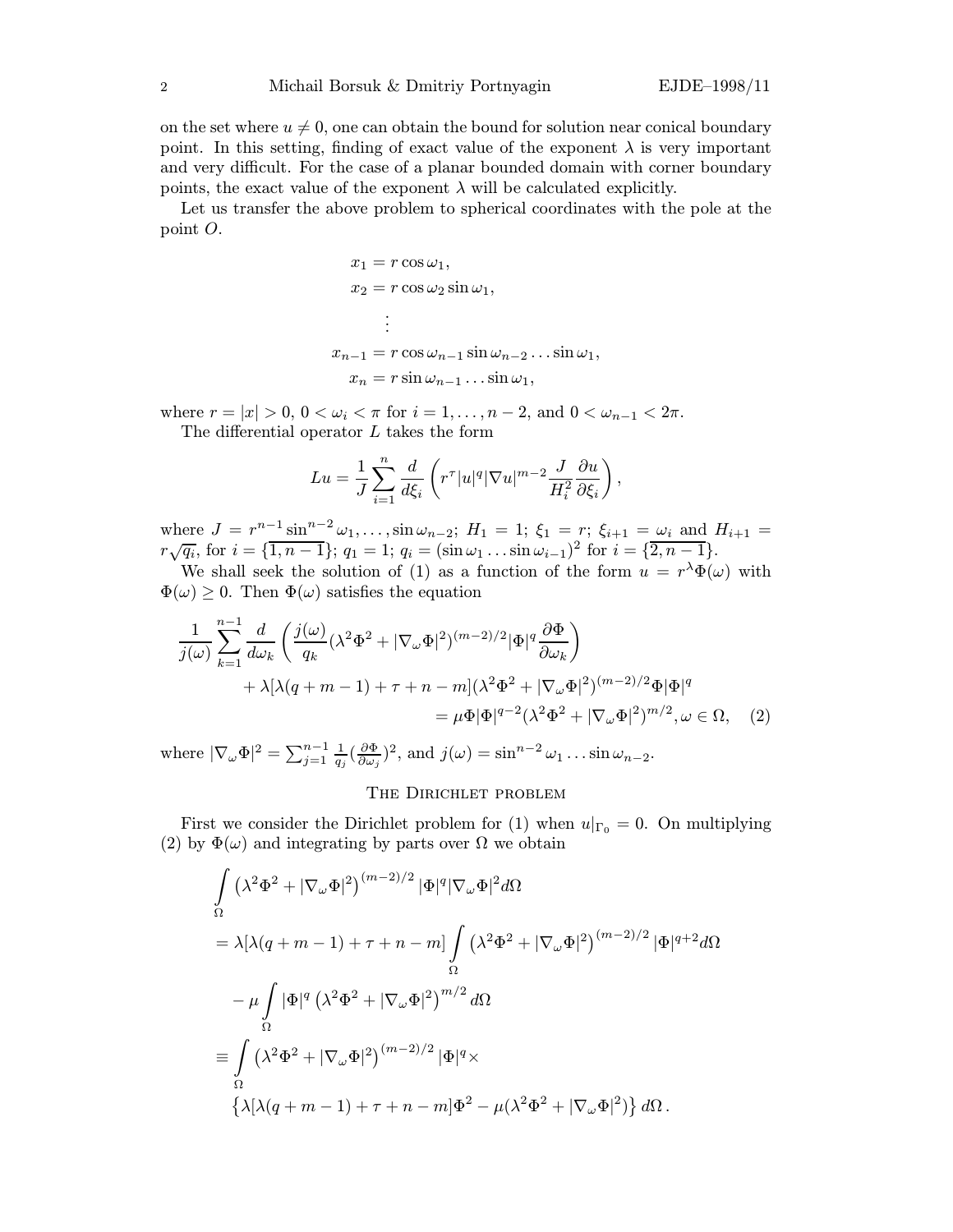on the set where $u \neq 0$, one can obtain the bound for solution near conical boundary point. In this setting, finding of exact value of the exponent $\lambda$ is very important and very difficult. For the case of a planar bounded domain with corner boundary points, the exact value of the exponent $\lambda$ will be calculated explicitly.

Let us transfer the above problem to spherical coordinates with the pole at the point $O$.

$$
\begin{aligned}
x_1 &= r\cos\omega_1,\\
x_2 &= r\cos\omega_2\sin\omega_1,\\
&\vdots\\
x_{n-1} &= r\cos\omega_{n-1}\sin\omega_{n-2}\dots\sin\omega_1,\\
x_n &= r\sin\omega_{n-1}\dots\sin\omega_1,
\end{aligned}
$$

where $r = |x| > 0$, $0 < \omega_i < \pi$ for $i = 1, \dots, n-2$, and $0 < \omega_{n-1} < 2\pi$.

The differential operator $L$ takes the form

$$
Lu = \frac{1}{J}\sum_{i=1}^{n}\frac{d}{d\xi_i}\left(r^{\tau}|u|^q|\nabla u|^{m-2}\frac{J}{H_i^2}\frac{\partial u}{\partial \xi_i}\right),
$$

where $J = r^{n-1}\sin^{n-2}\omega_1, \dots, \sin\omega_{n-2}$; $H_1 = 1$; $\xi_1 = r$; $\xi_{i+1} = \omega_i$ and $H_{i+1} = r\sqrt{q_i}$, for $i = \{\overline{1, n-1}\}$; $q_1 = 1$; $q_i = (\sin\omega_1\dots\sin\omega_{i-1})^2$ for $i = \{\overline{2, n-1}\}$.

We shall seek the solution of (1) as a function of the form $u = r^{\lambda}\Phi(\omega)$ with $\Phi(\omega) \geq 0$. Then $\Phi(\omega)$ satisfies the equation

$$
\begin{aligned}
\frac{1}{j(\omega)}\sum_{k=1}^{n-1}\frac{d}{d\omega_k}&\left(\frac{j(\omega)}{q_k}(\lambda^2\Phi^2 + |\nabla_\omega\Phi|^2)^{(m-2)/2}|\Phi|^q\frac{\partial\Phi}{\partial\omega_k}\right)\\
&+ \lambda[\lambda(q+m-1) + \tau + n - m](\lambda^2\Phi^2 + |\nabla_\omega\Phi|^2)^{(m-2)/2}\Phi|\Phi|^q\\
&= \mu\Phi|\Phi|^{q-2}(\lambda^2\Phi^2 + |\nabla_\omega\Phi|^2)^{m/2}, \omega \in \Omega, \quad (2)
\end{aligned}
$$

where $|\nabla_\omega\Phi|^2 = \sum_{j=1}^{n-1}\frac{1}{q_j}(\frac{\partial\Phi}{\partial\omega_j})^2$, and $j(\omega) = \sin^{n-2}\omega_1\dots\sin\omega_{n-2}$.

## The Dirichlet problem

First we consider the Dirichlet problem for (1) when $u|_{\Gamma_0} = 0$. On multiplying (2) by $\Phi(\omega)$ and integrating by parts over $\Omega$ we obtain

$$
\begin{aligned}
&\int_\Omega \left(\lambda^2\Phi^2 + |\nabla_\omega\Phi|^2\right)^{(m-2)/2}|\Phi|^q|\nabla_\omega\Phi|^2 d\Omega\\
&= \lambda[\lambda(q+m-1) + \tau + n - m]\int_\Omega \left(\lambda^2\Phi^2 + |\nabla_\omega\Phi|^2\right)^{(m-2)/2}|\Phi|^{q+2}d\Omega\\
&\quad - \mu\int_\Omega |\Phi|^q\left(\lambda^2\Phi^2 + |\nabla_\omega\Phi|^2\right)^{m/2}d\Omega\\
&\equiv \int_\Omega \left(\lambda^2\Phi^2 + |\nabla_\omega\Phi|^2\right)^{(m-2)/2}|\Phi|^q\times\\
&\quad \left\{\lambda[\lambda(q+m-1) + \tau + n - m]\Phi^2 - \mu(\lambda^2\Phi^2 + |\nabla_\omega\Phi|^2)\right\}d\Omega\,.
\end{aligned}
$$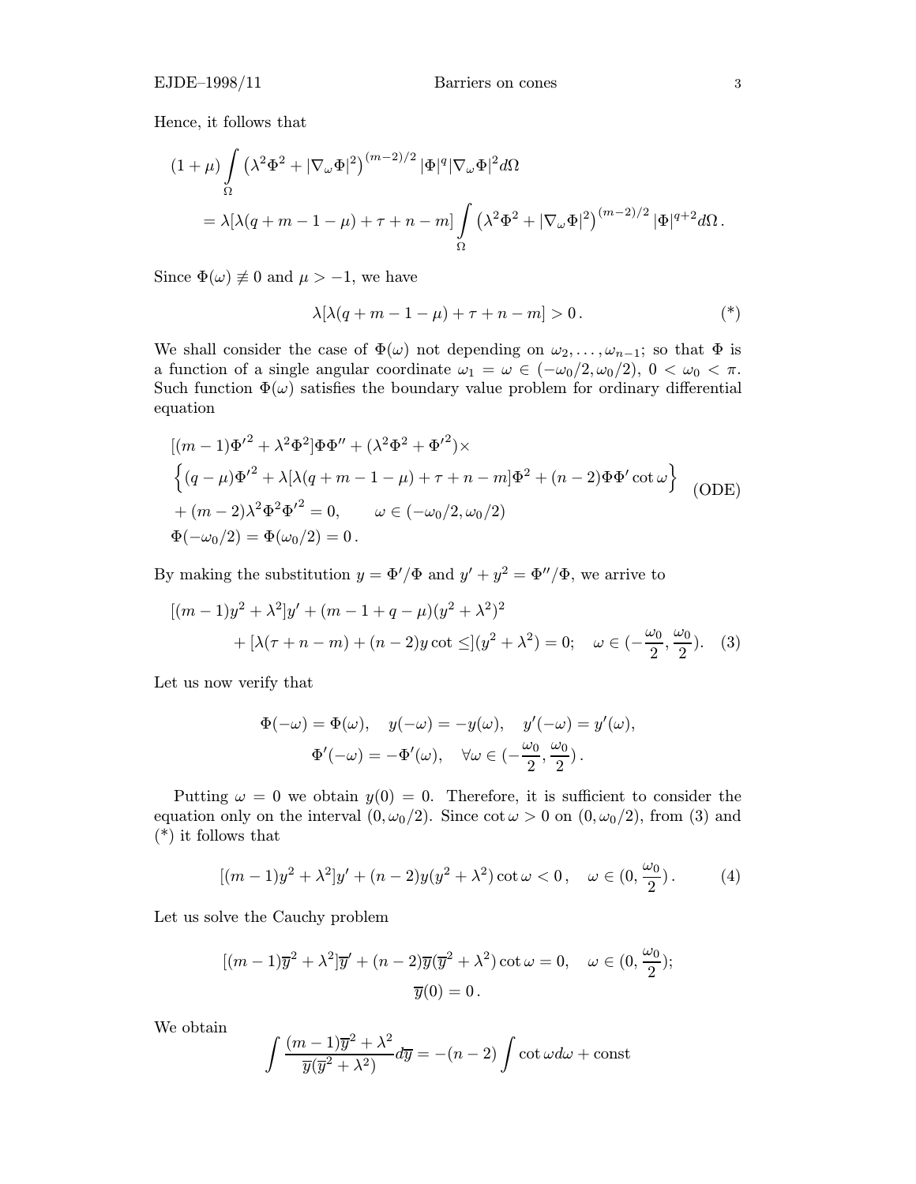Hence, it follows that

$$
\begin{aligned}
(1+\mu)\int\limits_{\Omega}\left(\lambda^2\Phi^2+|\nabla_\omega\Phi|^2\right)^{(m-2)/2}|\Phi|^q|\nabla_\omega\Phi|^2d\Omega \\
=\lambda[\lambda(q+m-1-\mu)+\tau+n-m]\int\limits_{\Omega}\left(\lambda^2\Phi^2+|\nabla_\omega\Phi|^2\right)^{(m-2)/2}|\Phi|^{q+2}d\Omega\,.
\end{aligned}
$$

Since $\Phi(\omega)\not\equiv 0$ and $\mu>-1$, we have

$$
\lambda[\lambda(q+m-1-\mu)+\tau+n-m]>0\,. \tag{*}
$$

We shall consider the case of $\Phi(\omega)$ not depending on $\omega_2,\dots,\omega_{n-1}$; so that $\Phi$ is a function of a single angular coordinate $\omega_1=\omega\in(-\omega_0/2,\omega_0/2)$, $0<\omega_0<\pi$. Such function $\Phi(\omega)$ satisfies the boundary value problem for ordinary differential equation

$$
\begin{aligned}
&[(m-1){\Phi'}^2+\lambda^2\Phi^2]\Phi\Phi''+(\lambda^2\Phi^2+{\Phi'}^2)\times\\
&\Big\{(q-\mu){\Phi'}^2+\lambda[\lambda(q+m-1-\mu)+\tau+n-m]\Phi^2+(n-2)\Phi\Phi'\cot\omega\Big\}\\
&+(m-2)\lambda^2\Phi^2{\Phi'}^2=0,\qquad \omega\in(-\omega_0/2,\omega_0/2)\\
&\Phi(-\omega_0/2)=\Phi(\omega_0/2)=0\,.
\end{aligned}
\tag{ODE}
$$

By making the substitution $y=\Phi'/\Phi$ and $y'+y^2=\Phi''/\Phi$, we arrive to

$$
\begin{aligned}
&[(m-1)y^2+\lambda^2]y'+(m-1+q-\mu)(y^2+\lambda^2)^2\\
&\quad+[\lambda(\tau+n-m)+(n-2)y\cot\leq](y^2+\lambda^2)=0;\quad \omega\in(-\frac{\omega_0}{2},\frac{\omega_0}{2}).
\end{aligned}
\tag{3}
$$

Let us now verify that

$$
\begin{aligned}
\Phi(-\omega)=\Phi(\omega),\quad y(-\omega)=-y(\omega),\quad y'(-\omega)=y'(\omega),\\
\Phi'(-\omega)=-\Phi'(\omega),\quad \forall\omega\in(-\frac{\omega_0}{2},\frac{\omega_0}{2})\,.
\end{aligned}
$$

Putting $\omega=0$ we obtain $y(0)=0$. Therefore, it is sufficient to consider the equation only on the interval $(0,\omega_0/2)$. Since $\cot\omega>0$ on $(0,\omega_0/2)$, from (3) and (*) it follows that

$$
[(m-1)y^2+\lambda^2]y'+(n-2)y(y^2+\lambda^2)\cot\omega<0\,,\quad \omega\in(0,\frac{\omega_0}{2})\,. \tag{4}
$$

Let us solve the Cauchy problem

$$
\begin{aligned}
[(m-1)\overline{y}^2+\lambda^2]\overline{y}'+(n-2)\overline{y}(\overline{y}^2+\lambda^2)\cot\omega=0,\quad \omega\in(0,\frac{\omega_0}{2});\\
\overline{y}(0)=0\,.
\end{aligned}
$$

We obtain

$$
\int\frac{(m-1)\overline{y}^2+\lambda^2}{\overline{y}(\overline{y}^2+\lambda^2)}d\overline{y}=-(n-2)\int\cot\omega d\omega+\text{const}
$$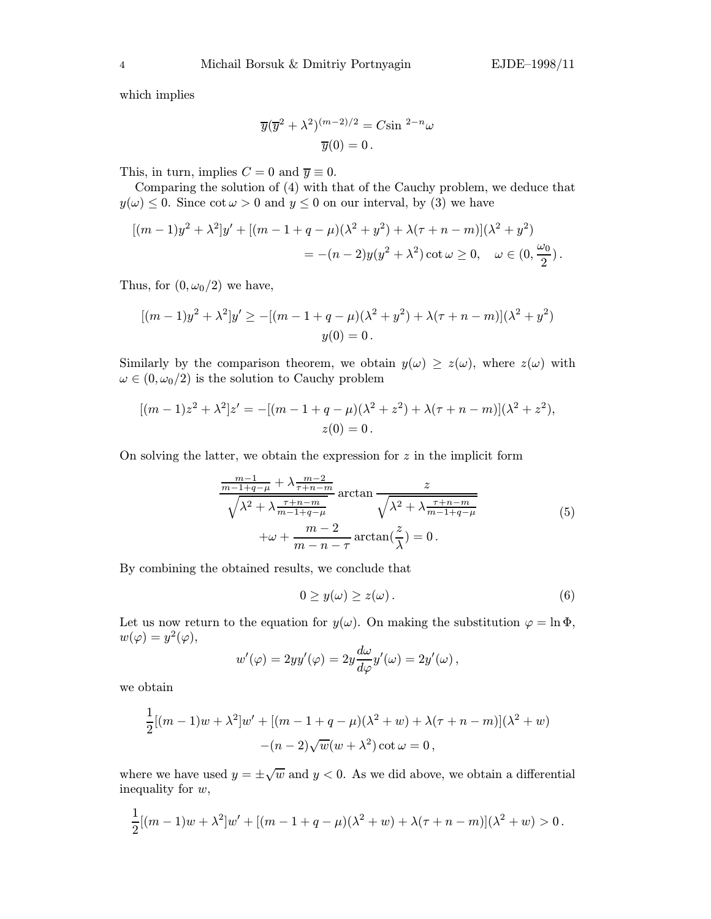which implies

$$\overline{y}(\overline{y}^2+\lambda^2)^{(m-2)/2} = C\sin^{2-n}\omega$$
$$\overline{y}(0)=0\,.$$

This, in turn, implies $C=0$ and $\overline{y}\equiv 0$.

Comparing the solution of (4) with that of the Cauchy problem, we deduce that $y(\omega)\le 0$. Since $\cot\omega>0$ and $y\le 0$ on our interval, by (3) we have

$$\begin{aligned}[(m-1)y^2+\lambda^2]y' + [(m-1+q-\mu)(\lambda^2+y^2)+\lambda(\tau+n-m)](\lambda^2+y^2)\\ = -(n-2)y(y^2+\lambda^2)\cot\omega \ge 0, \quad \omega\in(0,\frac{\omega_0}{2})\,.\end{aligned}$$

Thus, for $(0,\omega_0/2)$ we have,

$$[(m-1)y^2+\lambda^2]y' \ge -[(m-1+q-\mu)(\lambda^2+y^2)+\lambda(\tau+n-m)](\lambda^2+y^2)$$
$$y(0)=0\,.$$

Similarly by the comparison theorem, we obtain $y(\omega)\ge z(\omega)$, where $z(\omega)$ with $\omega\in(0,\omega_0/2)$ is the solution to Cauchy problem

$$[(m-1)z^2+\lambda^2]z' = -[(m-1+q-\mu)(\lambda^2+z^2)+\lambda(\tau+n-m)](\lambda^2+z^2),$$
$$z(0)=0\,.$$

On solving the latter, we obtain the expression for $z$ in the implicit form

$$\begin{aligned}\frac{\frac{m-1}{m-1+q-\mu}+\lambda\frac{m-2}{\tau+n-m}}{\sqrt{\lambda^2+\lambda\frac{\tau+n-m}{m-1+q-\mu}}}\arctan\frac{z}{\sqrt{\lambda^2+\lambda\frac{\tau+n-m}{m-1+q-\mu}}}\\ +\omega+\frac{m-2}{m-n-\tau}\arctan(\frac{z}{\lambda})=0\,.\end{aligned} \tag{5}$$

By combining the obtained results, we conclude that

$$0\ge y(\omega)\ge z(\omega)\,. \tag{6}$$

Let us now return to the equation for $y(\omega)$. On making the substitution $\varphi=\ln\Phi$, $w(\varphi)=y^2(\varphi)$,

$$w'(\varphi)=2yy'(\varphi)=2y\frac{d\omega}{d\varphi}y'(\omega)=2y'(\omega)\,,$$

we obtain

$$\begin{aligned}\frac{1}{2}[(m-1)w+\lambda^2]w' + [(m-1+q-\mu)(\lambda^2+w)+\lambda(\tau+n-m)](\lambda^2+w)\\ -(n-2)\sqrt{w}(w+\lambda^2)\cot\omega=0\,,\end{aligned}$$

where we have used $y=\pm\sqrt{w}$ and $y<0$. As we did above, we obtain a differential inequality for $w$,

$$\frac{1}{2}[(m-1)w+\lambda^2]w' + [(m-1+q-\mu)(\lambda^2+w)+\lambda(\tau+n-m)](\lambda^2+w) > 0\,.$$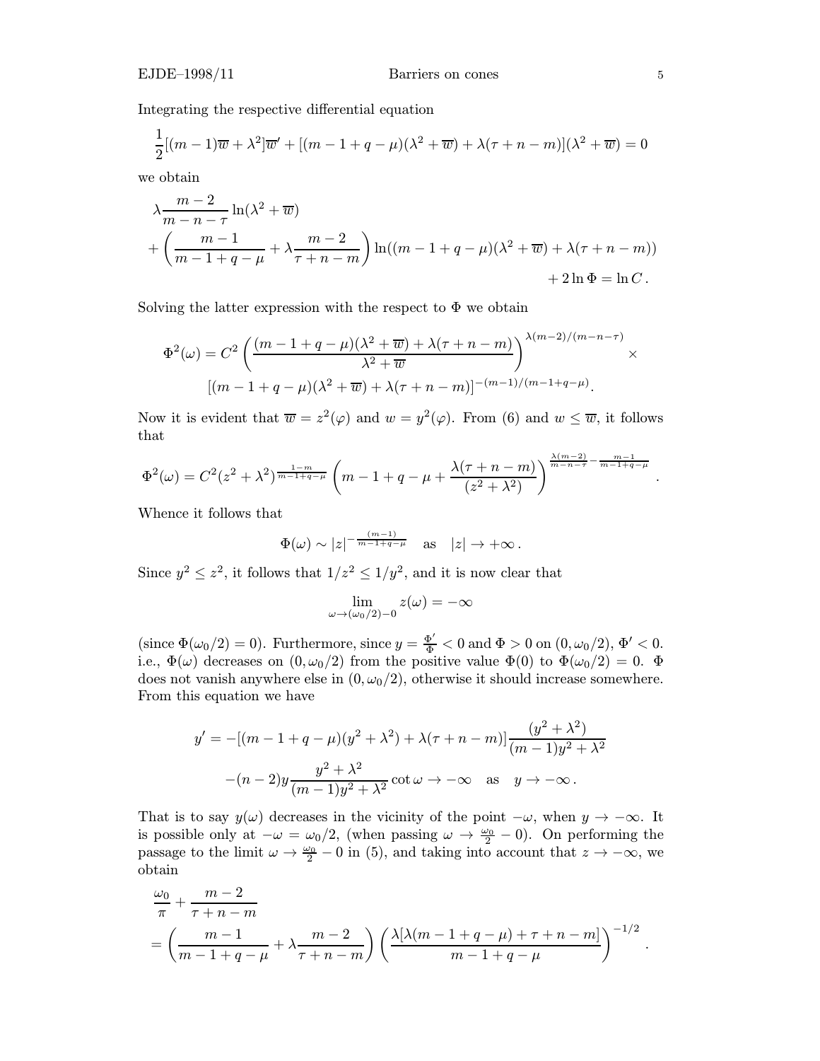Integrating the respective differential equation

$$\frac{1}{2}[(m-1)\overline{w}+\lambda^2]\overline{w}' + [(m-1+q-\mu)(\lambda^2+\overline{w}) + \lambda(\tau+n-m)](\lambda^2+\overline{w}) = 0$$

we obtain

$$\begin{aligned}
&\lambda\frac{m-2}{m-n-\tau}\ln(\lambda^2+\overline{w}) \\
&+\left(\frac{m-1}{m-1+q-\mu}+\lambda\frac{m-2}{\tau+n-m}\right)\ln((m-1+q-\mu)(\lambda^2+\overline{w})+\lambda(\tau+n-m)) \\
&\qquad\qquad\qquad\qquad\qquad\qquad\qquad\qquad + 2\ln\Phi = \ln C\,.
\end{aligned}$$

Solving the latter expression with the respect to $\Phi$ we obtain

$$\begin{aligned}
\Phi^2(\omega) = C^2\left(\frac{(m-1+q-\mu)(\lambda^2+\overline{w})+\lambda(\tau+n-m)}{\lambda^2+\overline{w}}\right)^{\lambda(m-2)/(m-n-\tau)}\times \\
[(m-1+q-\mu)(\lambda^2+\overline{w})+\lambda(\tau+n-m)]^{-(m-1)/(m-1+q-\mu)}.
\end{aligned}$$

Now it is evident that $\overline{w} = z^2(\varphi)$ and $w = y^2(\varphi)$. From (6) and $w \le \overline{w}$, it follows that

$$\Phi^2(\omega) = C^2(z^2+\lambda^2)^{\frac{1-m}{m-1+q-\mu}}\left(m-1+q-\mu+\frac{\lambda(\tau+n-m)}{(z^2+\lambda^2)}\right)^{\frac{\lambda(m-2)}{m-n-\tau}-\frac{m-1}{m-1+q-\mu}}.$$

Whence it follows that

$$\Phi(\omega)\sim|z|^{-\frac{(m-1)}{m-1+q-\mu}}\quad\text{as}\quad |z|\to+\infty\,.$$

Since $y^2 \le z^2$, it follows that $1/z^2 \le 1/y^2$, and it is now clear that

$$\lim_{\omega\to(\omega_0/2)-0} z(\omega) = -\infty$$

(since $\Phi(\omega_0/2)=0$). Furthermore, since $y=\frac{\Phi'}{\Phi}<0$ and $\Phi>0$ on $(0,\omega_0/2)$, $\Phi'<0$. i.e., $\Phi(\omega)$ decreases on $(0,\omega_0/2)$ from the positive value $\Phi(0)$ to $\Phi(\omega_0/2)=0$. $\Phi$ does not vanish anywhere else in $(0,\omega_0/2)$, otherwise it should increase somewhere. From this equation we have

$$\begin{aligned}
y' = -[(m-1+q-\mu)(y^2+\lambda^2)+\lambda(\tau+n-m)]\frac{(y^2+\lambda^2)}{(m-1)y^2+\lambda^2} \\
-(n-2)y\frac{y^2+\lambda^2}{(m-1)y^2+\lambda^2}\cot\omega\to-\infty\quad\text{as}\quad y\to-\infty\,.
\end{aligned}$$

That is to say $y(\omega)$ decreases in the vicinity of the point $-\omega$, when $y\to-\infty$. It is possible only at $-\omega=\omega_0/2$, (when passing $\omega\to\frac{\omega_0}{2}-0$). On performing the passage to the limit $\omega\to\frac{\omega_0}{2}-0$ in (5), and taking into account that $z\to-\infty$, we obtain

$$\begin{aligned}
&\frac{\omega_0}{\pi}+\frac{m-2}{\tau+n-m} \\
&=\left(\frac{m-1}{m-1+q-\mu}+\lambda\frac{m-2}{\tau+n-m}\right)\left(\frac{\lambda[\lambda(m-1+q-\mu)+\tau+n-m]}{m-1+q-\mu}\right)^{-1/2}.
\end{aligned}$$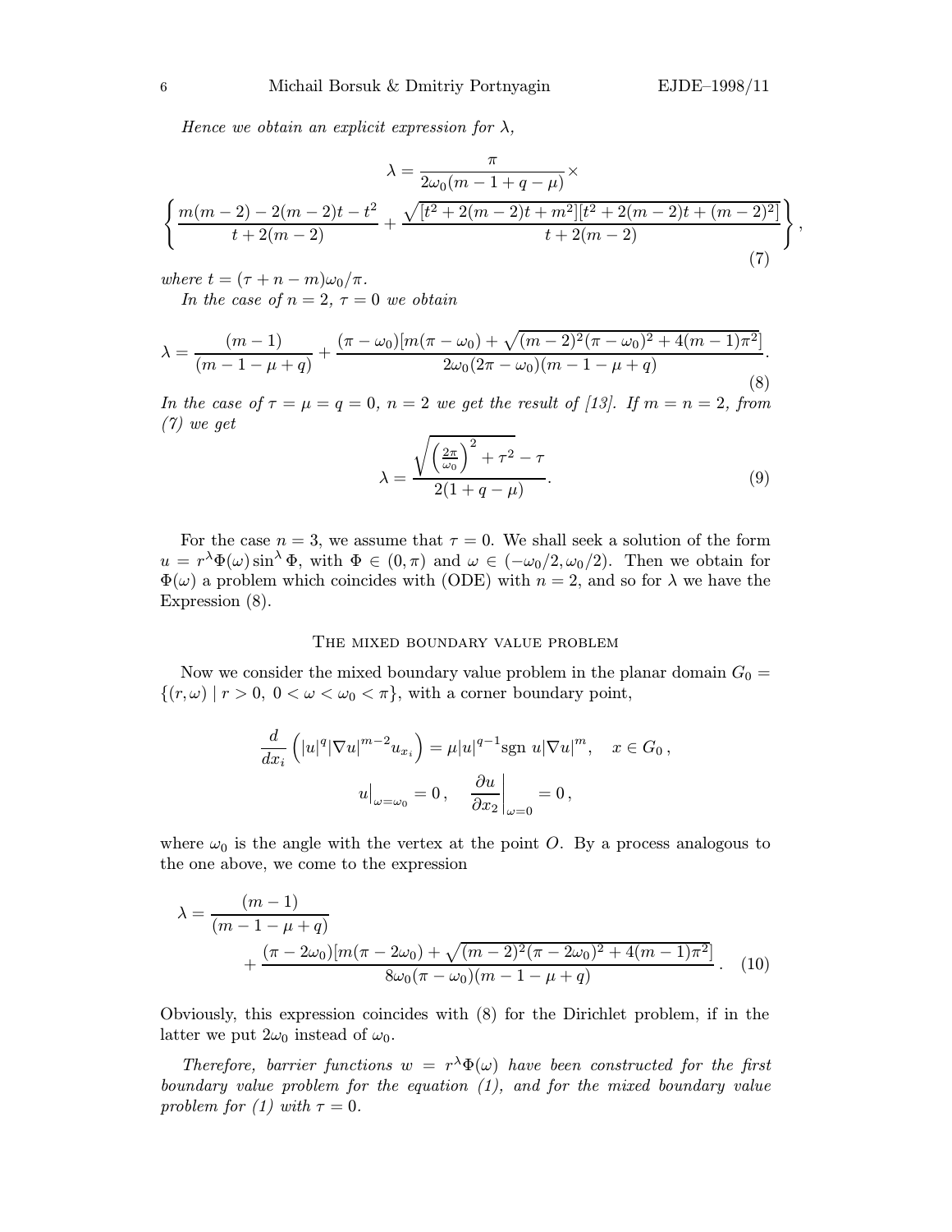*Hence we obtain an explicit expression for $\lambda$,*

$$\lambda = \frac{\pi}{2\omega_0(m-1+q-\mu)} \times$$
$$\left\{ \frac{m(m-2) - 2(m-2)t - t^2}{t + 2(m-2)} + \frac{\sqrt{[t^2 + 2(m-2)t + m^2][t^2 + 2(m-2)t + (m-2)^2]}}{t + 2(m-2)} \right\}, \tag{7}$$

*where $t = (\tau + n - m)\omega_0/\pi$.*

*In the case of $n = 2$, $\tau = 0$ we obtain*

$$\lambda = \frac{(m-1)}{(m-1-\mu+q)} + \frac{(\pi - \omega_0)[m(\pi - \omega_0) + \sqrt{(m-2)^2(\pi - \omega_0)^2 + 4(m-1)\pi^2}]}{2\omega_0(2\pi - \omega_0)(m-1-\mu+q)}. \tag{8}$$

*In the case of $\tau = \mu = q = 0$, $n = 2$ we get the result of [13]. If $m = n = 2$, from (7) we get*

$$\lambda = \frac{\sqrt{\left(\frac{2\pi}{\omega_0}\right)^2 + \tau^2} - \tau}{2(1+q-\mu)}. \tag{9}$$

For the case $n = 3$, we assume that $\tau = 0$. We shall seek a solution of the form $u = r^\lambda \Phi(\omega) \sin^\lambda \Phi$, with $\Phi \in (0, \pi)$ and $\omega \in (-\omega_0/2, \omega_0/2)$. Then we obtain for $\Phi(\omega)$ a problem which coincides with (ODE) with $n = 2$, and so for $\lambda$ we have the Expression (8).

## The mixed boundary value problem

Now we consider the mixed boundary value problem in the planar domain $G_0 = \{(r, \omega) \mid r > 0,\ 0 < \omega < \omega_0 < \pi\}$, with a corner boundary point,

$$\frac{d}{dx_i}\left(|u|^q |\nabla u|^{m-2} u_{x_i}\right) = \mu |u|^{q-1} \text{sgn } u |\nabla u|^m, \quad x \in G_0\,,$$
$$u\big|_{\omega=\omega_0} = 0\,, \quad \left.\frac{\partial u}{\partial x_2}\right|_{\omega=0} = 0\,,$$

where $\omega_0$ is the angle with the vertex at the point $O$. By a process analogous to the one above, we come to the expression

$$\lambda = \frac{(m-1)}{(m-1-\mu+q)} + \frac{(\pi - 2\omega_0)[m(\pi - 2\omega_0) + \sqrt{(m-2)^2(\pi - 2\omega_0)^2 + 4(m-1)\pi^2}]}{8\omega_0(\pi - \omega_0)(m-1-\mu+q)}\,. \tag{10}$$

Obviously, this expression coincides with (8) for the Dirichlet problem, if in the latter we put $2\omega_0$ instead of $\omega_0$.

*Therefore, barrier functions $w = r^\lambda \Phi(\omega)$ have been constructed for the first boundary value problem for the equation (1), and for the mixed boundary value problem for (1) with $\tau = 0$.*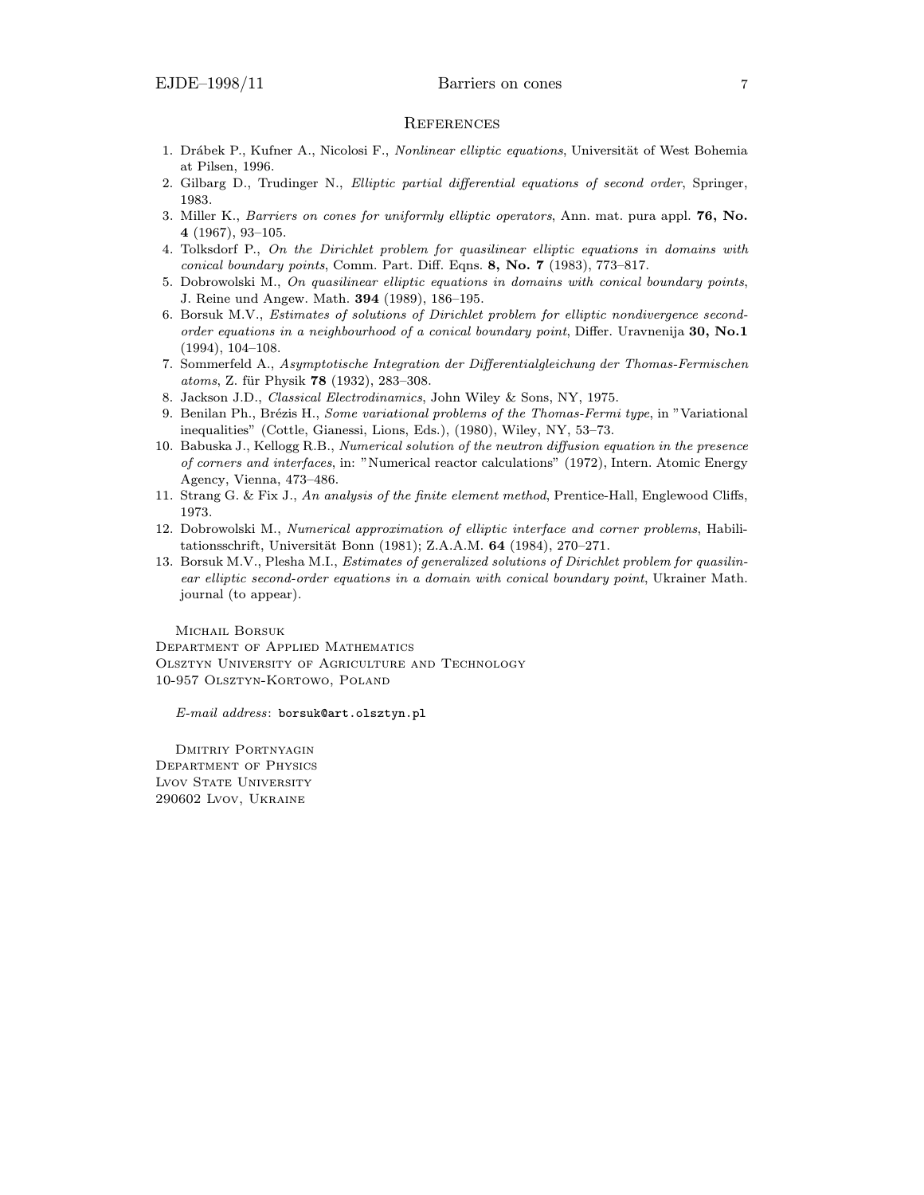## References

1. Drábek P., Kufner A., Nicolosi F., *Nonlinear elliptic equations*, Universität of West Bohemia at Pilsen, 1996.
2. Gilbarg D., Trudinger N., *Elliptic partial differential equations of second order*, Springer, 1983.
3. Miller K., *Barriers on cones for uniformly elliptic operators*, Ann. mat. pura appl. **76, No. 4** (1967), 93–105.
4. Tolksdorf P., *On the Dirichlet problem for quasilinear elliptic equations in domains with conical boundary points*, Comm. Part. Diff. Eqns. **8, No. 7** (1983), 773–817.
5. Dobrowolski M., *On quasilinear elliptic equations in domains with conical boundary points*, J. Reine und Angew. Math. **394** (1989), 186–195.
6. Borsuk M.V., *Estimates of solutions of Dirichlet problem for elliptic nondivergence second-order equations in a neighbourhood of a conical boundary point*, Differ. Uravnenija **30, No.1** (1994), 104–108.
7. Sommerfeld A., *Asymptotische Integration der Differentialgleichung der Thomas-Fermischen atoms*, Z. für Physik **78** (1932), 283–308.
8. Jackson J.D., *Classical Electrodinamics*, John Wiley & Sons, NY, 1975.
9. Benilan Ph., Brézis H., *Some variational problems of the Thomas-Fermi type*, in "Variational inequalities" (Cottle, Gianessi, Lions, Eds.), (1980), Wiley, NY, 53–73.
10. Babuska J., Kellogg R.B., *Numerical solution of the neutron diffusion equation in the presence of corners and interfaces*, in: "Numerical reactor calculations" (1972), Intern. Atomic Energy Agency, Vienna, 473–486.
11. Strang G. & Fix J., *An analysis of the finite element method*, Prentice-Hall, Englewood Cliffs, 1973.
12. Dobrowolski M., *Numerical approximation of elliptic interface and corner problems*, Habilitationsschrift, Universität Bonn (1981); Z.A.A.M. **64** (1984), 270–271.
13. Borsuk M.V., Plesha M.I., *Estimates of generalized solutions of Dirichlet problem for quasilinear elliptic second-order equations in a domain with conical boundary point*, Ukrainer Math. journal (to appear).

Michail Borsuk
Department of Applied Mathematics
Olsztyn University of Agriculture and Technology
10-957 Olsztyn-Kortowo, Poland

*E-mail address*: borsuk@art.olsztyn.pl

Dmitriy Portnyagin
Department of Physics
Lvov State University
290602 Lvov, Ukraine